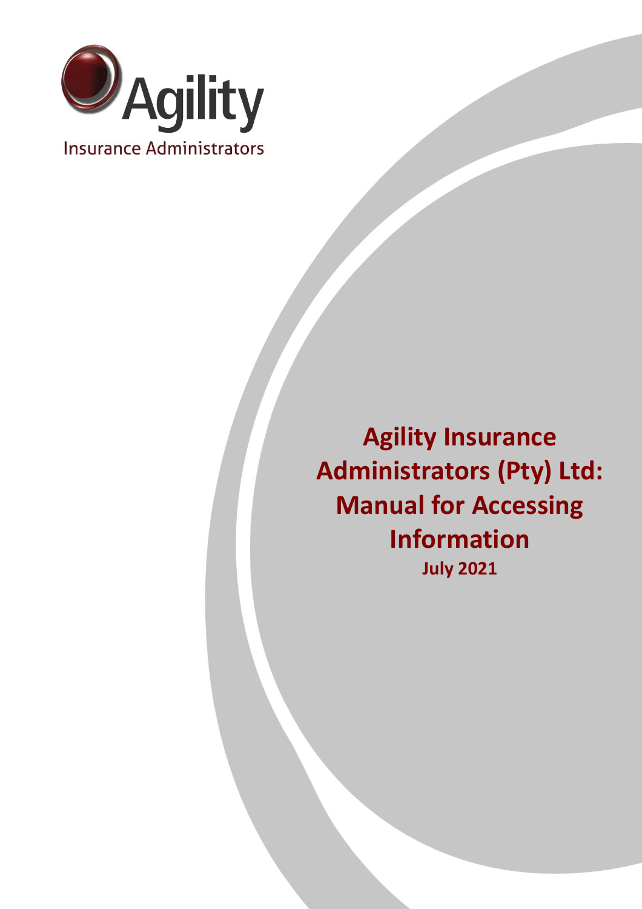Agility

Insurance Administrators

# Agility Insurance Administrators (Pty) Ltd: Manual for Accessing Information

**July 2021**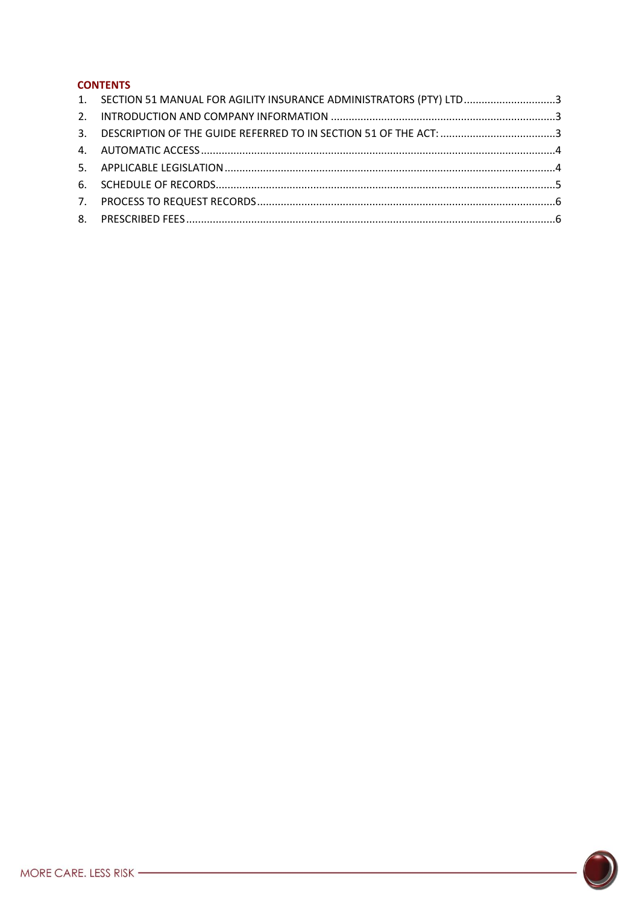## CONTENTS

1. SECTION 51 MANUAL FOR AGILITY INSURANCE ADMINISTRATORS (PTY) LTD ..............................3
2. INTRODUCTION AND COMPANY INFORMATION ..........................................................................3
3. DESCRIPTION OF THE GUIDE REFERRED TO IN SECTION 51 OF THE ACT: .......................................3
4. AUTOMATIC ACCESS .......................................................................................................................4
5. APPLICABLE LEGISLATION ..............................................................................................................4
6. SCHEDULE OF RECORDS..................................................................................................................5
7. PROCESS TO REQUEST RECORDS ....................................................................................................6
8. PRESCRIBED FEES ............................................................................................................................6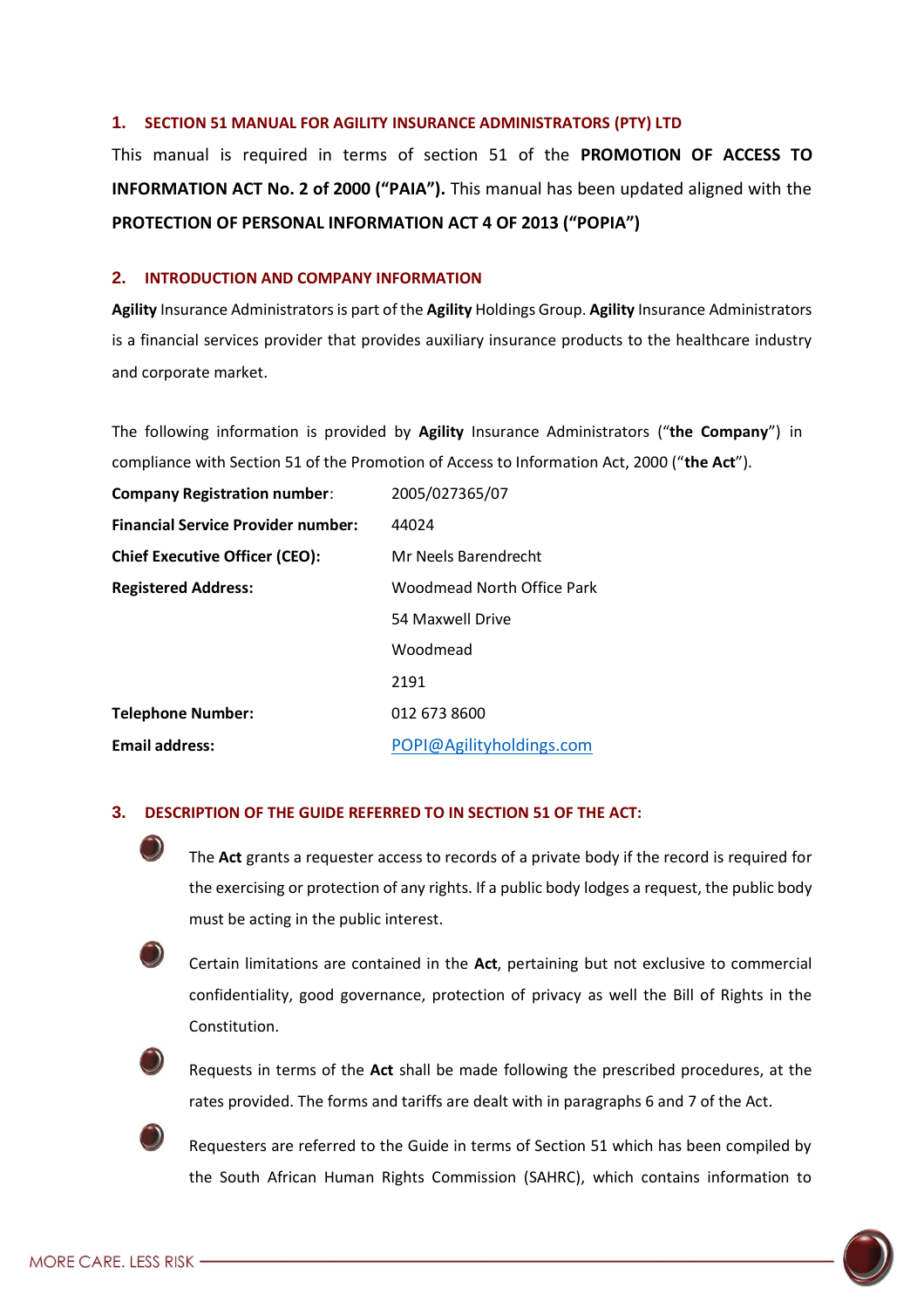## 1. SECTION 51 MANUAL FOR AGILITY INSURANCE ADMINISTRATORS (PTY) LTD

This manual is required in terms of section 51 of the **PROMOTION OF ACCESS TO INFORMATION ACT No. 2 of 2000 ("PAIA").** This manual has been updated aligned with the **PROTECTION OF PERSONAL INFORMATION ACT 4 OF 2013 ("POPIA")**

## 2. INTRODUCTION AND COMPANY INFORMATION

**Agility** Insurance Administrators is part of the **Agility** Holdings Group. **Agility** Insurance Administrators is a financial services provider that provides auxiliary insurance products to the healthcare industry and corporate market.

The following information is provided by **Agility** Insurance Administrators ("**the Company**") in compliance with Section 51 of the Promotion of Access to Information Act, 2000 ("**the Act**").

| | |
|---|---|
| **Company Registration number**: | 2005/027365/07 |
| **Financial Service Provider number:** | 44024 |
| **Chief Executive Officer (CEO):** | Mr Neels Barendrecht |
| **Registered Address:** | Woodmead North Office Park<br>54 Maxwell Drive<br>Woodmead<br>2191 |
| **Telephone Number:** | 012 673 8600 |
| **Email address:** | POPI@Agilityholdings.com |

## 3. DESCRIPTION OF THE GUIDE REFERRED TO IN SECTION 51 OF THE ACT:

- The **Act** grants a requester access to records of a private body if the record is required for the exercising or protection of any rights. If a public body lodges a request, the public body must be acting in the public interest.
- Certain limitations are contained in the **Act**, pertaining but not exclusive to commercial confidentiality, good governance, protection of privacy as well the Bill of Rights in the Constitution.
- Requests in terms of the **Act** shall be made following the prescribed procedures, at the rates provided. The forms and tariffs are dealt with in paragraphs 6 and 7 of the Act.
- Requesters are referred to the Guide in terms of Section 51 which has been compiled by the South African Human Rights Commission (SAHRC), which contains information to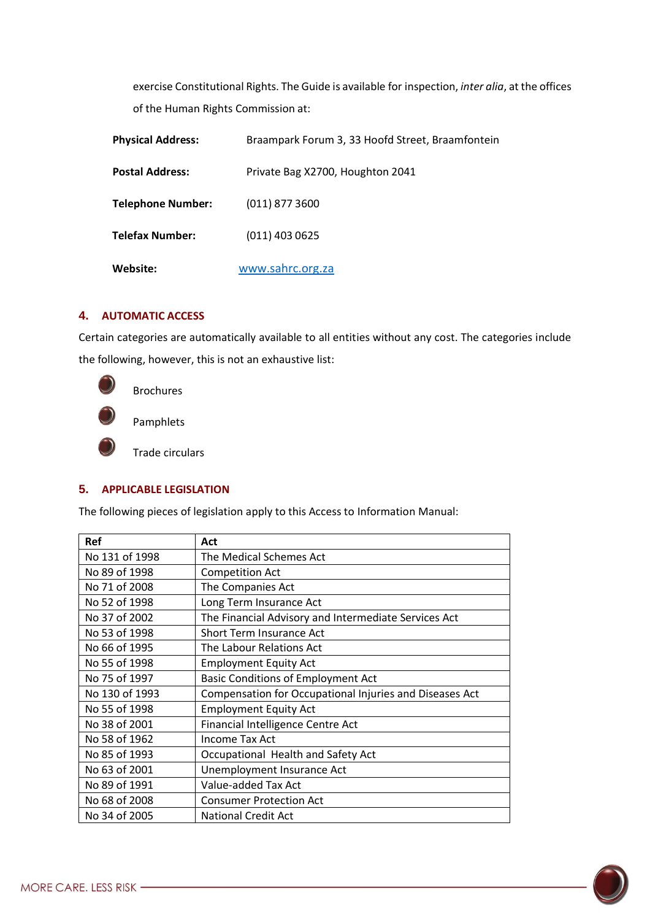exercise Constitutional Rights. The Guide is available for inspection, *inter alia*, at the offices of the Human Rights Commission at:

**Physical Address:** Braampark Forum 3, 33 Hoofd Street, Braamfontein

**Postal Address:** Private Bag X2700, Houghton 2041

**Telephone Number:** (011) 877 3600

**Telefax Number:** (011) 403 0625

**Website:** www.sahrc.org.za

## 4. AUTOMATIC ACCESS

Certain categories are automatically available to all entities without any cost. The categories include the following, however, this is not an exhaustive list:

- Brochures
- Pamphlets
- Trade circulars

## 5. APPLICABLE LEGISLATION

The following pieces of legislation apply to this Access to Information Manual:

| Ref | Act |
|---|---|
| No 131 of 1998 | The Medical Schemes Act |
| No 89 of 1998 | Competition Act |
| No 71 of 2008 | The Companies Act |
| No 52 of 1998 | Long Term Insurance Act |
| No 37 of 2002 | The Financial Advisory and Intermediate Services Act |
| No 53 of 1998 | Short Term Insurance Act |
| No 66 of 1995 | The Labour Relations Act |
| No 55 of 1998 | Employment Equity Act |
| No 75 of 1997 | Basic Conditions of Employment Act |
| No 130 of 1993 | Compensation for Occupational Injuries and Diseases Act |
| No 55 of 1998 | Employment Equity Act |
| No 38 of 2001 | Financial Intelligence Centre Act |
| No 58 of 1962 | Income Tax Act |
| No 85 of 1993 | Occupational Health and Safety Act |
| No 63 of 2001 | Unemployment Insurance Act |
| No 89 of 1991 | Value-added Tax Act |
| No 68 of 2008 | Consumer Protection Act |
| No 34 of 2005 | National Credit Act |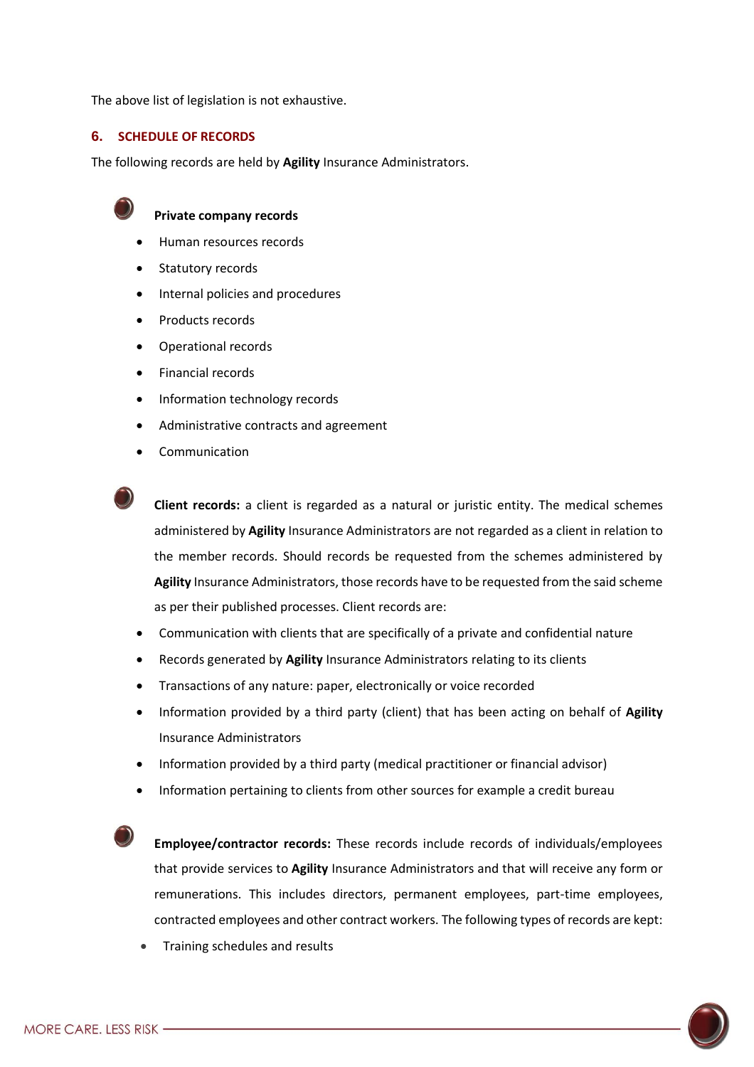The above list of legislation is not exhaustive.

## 6. SCHEDULE OF RECORDS

The following records are held by **Agility** Insurance Administrators.

**Private company records**

- Human resources records
- Statutory records
- Internal policies and procedures
- Products records
- Operational records
- Financial records
- Information technology records
- Administrative contracts and agreement
- Communication

**Client records:** a client is regarded as a natural or juristic entity. The medical schemes administered by **Agility** Insurance Administrators are not regarded as a client in relation to the member records. Should records be requested from the schemes administered by **Agility** Insurance Administrators, those records have to be requested from the said scheme as per their published processes. Client records are:

- Communication with clients that are specifically of a private and confidential nature
- Records generated by **Agility** Insurance Administrators relating to its clients
- Transactions of any nature: paper, electronically or voice recorded
- Information provided by a third party (client) that has been acting on behalf of **Agility** Insurance Administrators
- Information provided by a third party (medical practitioner or financial advisor)
- Information pertaining to clients from other sources for example a credit bureau

**Employee/contractor records:** These records include records of individuals/employees that provide services to **Agility** Insurance Administrators and that will receive any form or remunerations. This includes directors, permanent employees, part-time employees, contracted employees and other contract workers. The following types of records are kept:

- Training schedules and results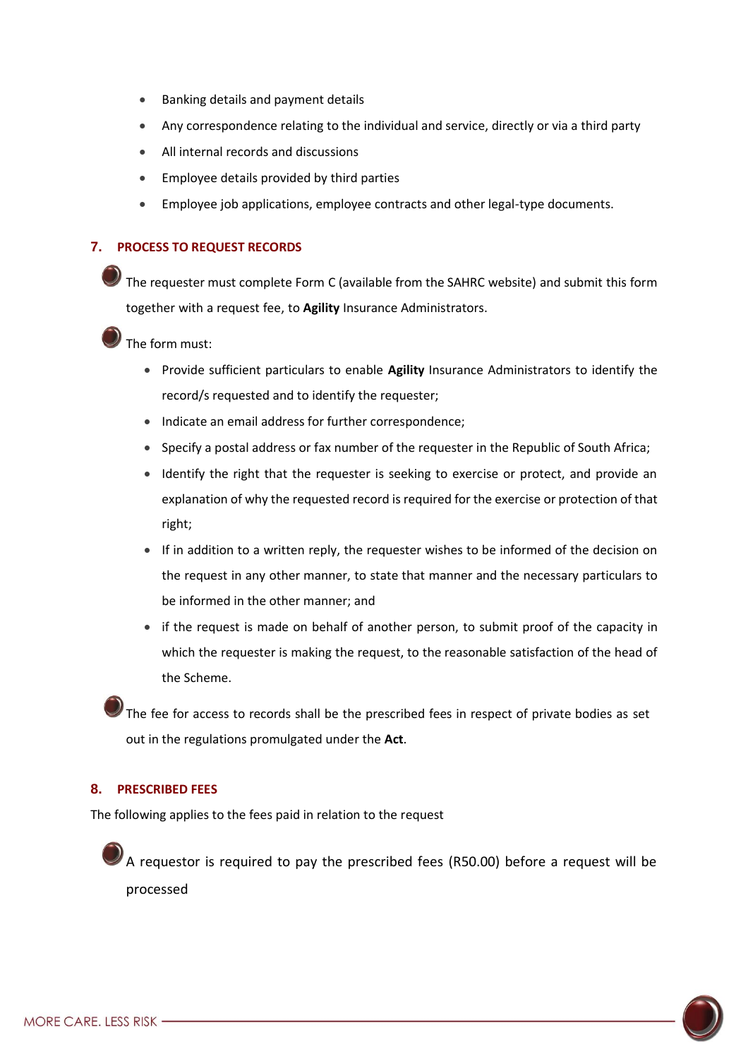- Banking details and payment details
- Any correspondence relating to the individual and service, directly or via a third party
- All internal records and discussions
- Employee details provided by third parties
- Employee job applications, employee contracts and other legal-type documents.

## 7. PROCESS TO REQUEST RECORDS

The requester must complete Form C (available from the SAHRC website) and submit this form together with a request fee, to **Agility** Insurance Administrators.

The form must:

- Provide sufficient particulars to enable **Agility** Insurance Administrators to identify the record/s requested and to identify the requester;
- Indicate an email address for further correspondence;
- Specify a postal address or fax number of the requester in the Republic of South Africa;
- Identify the right that the requester is seeking to exercise or protect, and provide an explanation of why the requested record is required for the exercise or protection of that right;
- If in addition to a written reply, the requester wishes to be informed of the decision on the request in any other manner, to state that manner and the necessary particulars to be informed in the other manner; and
- if the request is made on behalf of another person, to submit proof of the capacity in which the requester is making the request, to the reasonable satisfaction of the head of the Scheme.

The fee for access to records shall be the prescribed fees in respect of private bodies as set out in the regulations promulgated under the **Act**.

## 8. PRESCRIBED FEES

The following applies to the fees paid in relation to the request

A requestor is required to pay the prescribed fees (R50.00) before a request will be processed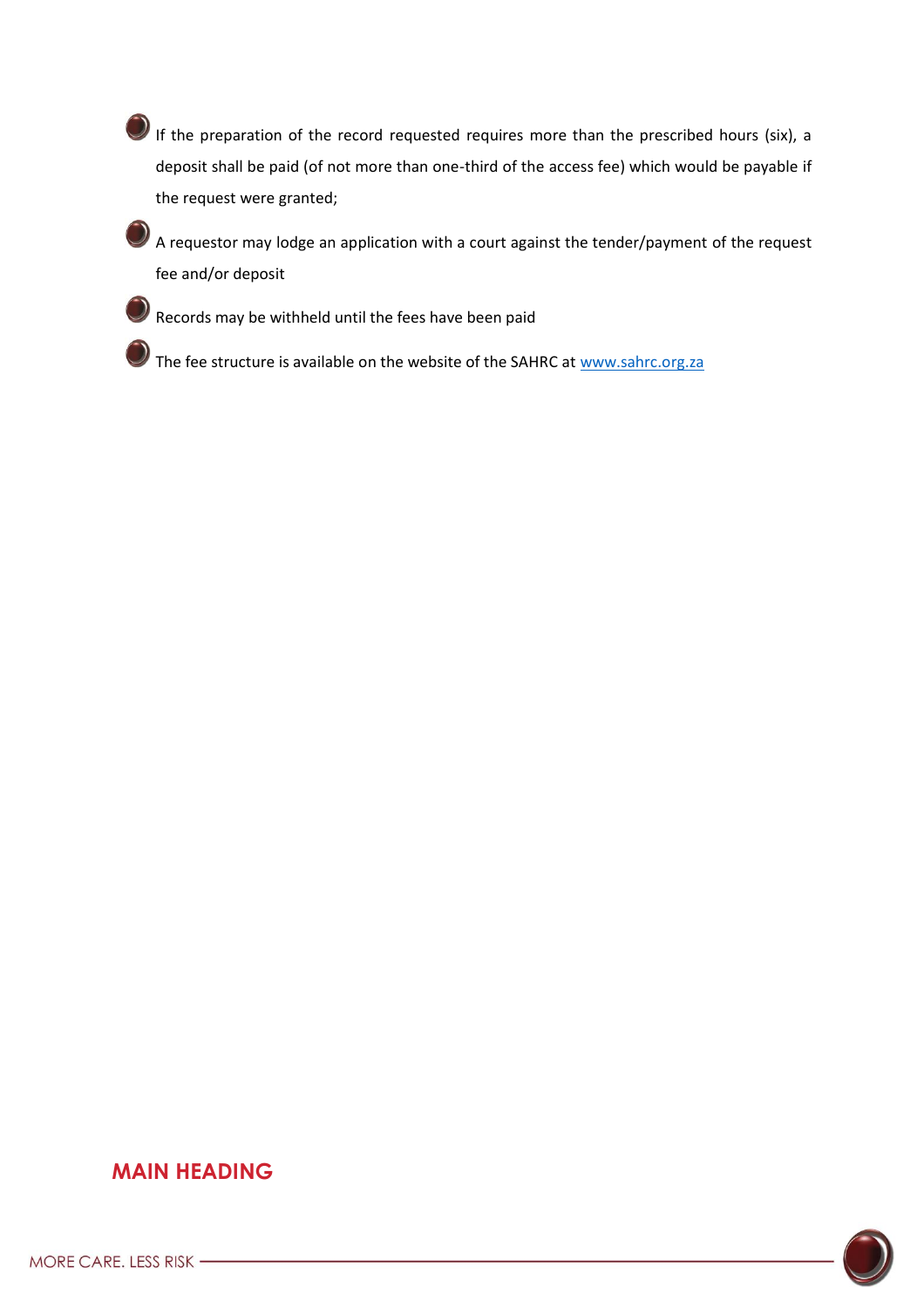- If the preparation of the record requested requires more than the prescribed hours (six), a deposit shall be paid (of not more than one-third of the access fee) which would be payable if the request were granted;
- A requestor may lodge an application with a court against the tender/payment of the request fee and/or deposit
- Records may be withheld until the fees have been paid
- The fee structure is available on the website of the SAHRC at [www.sahrc.org.za](http://www.sahrc.org.za)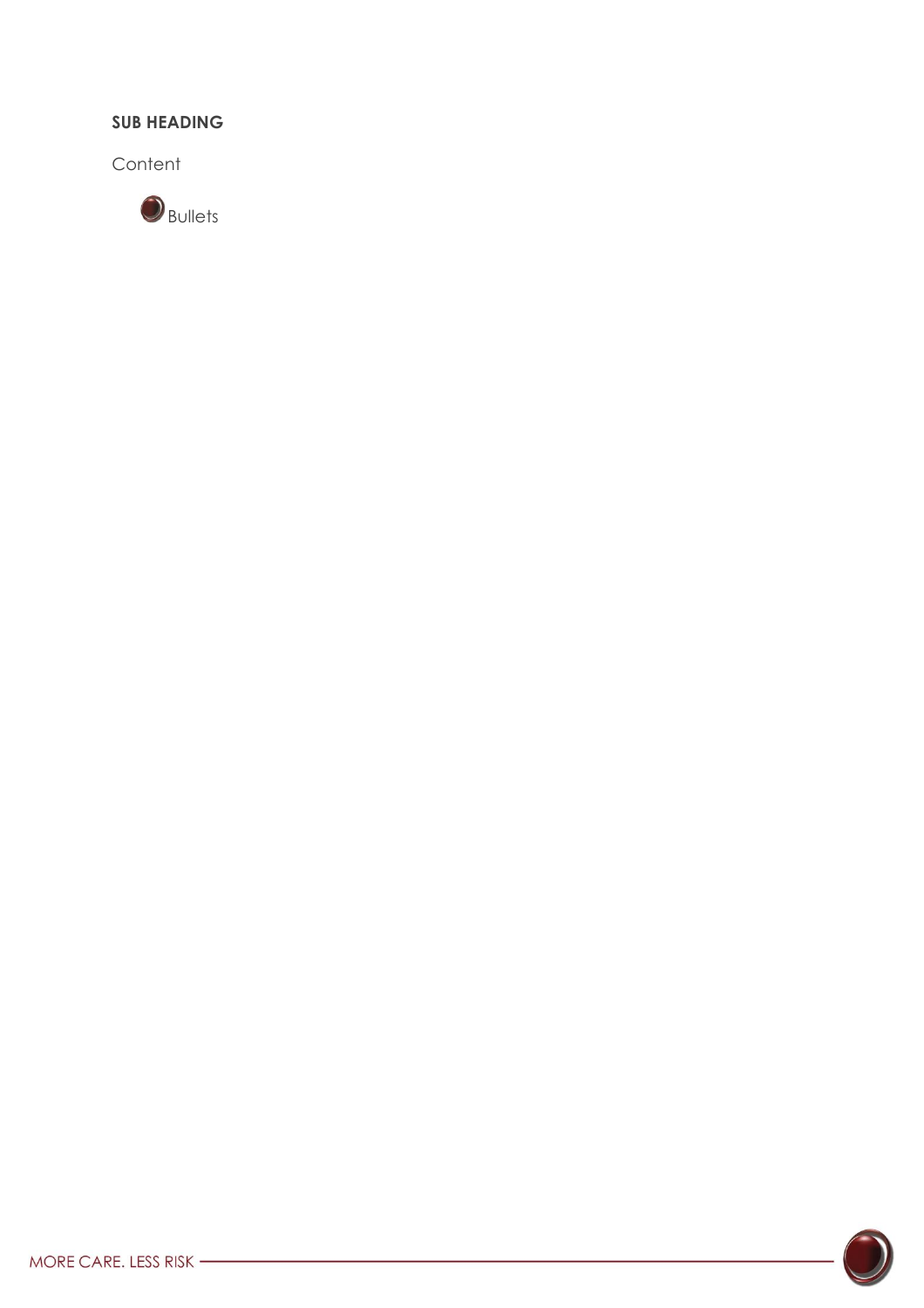**SUB HEADING**

Content

- Bullets